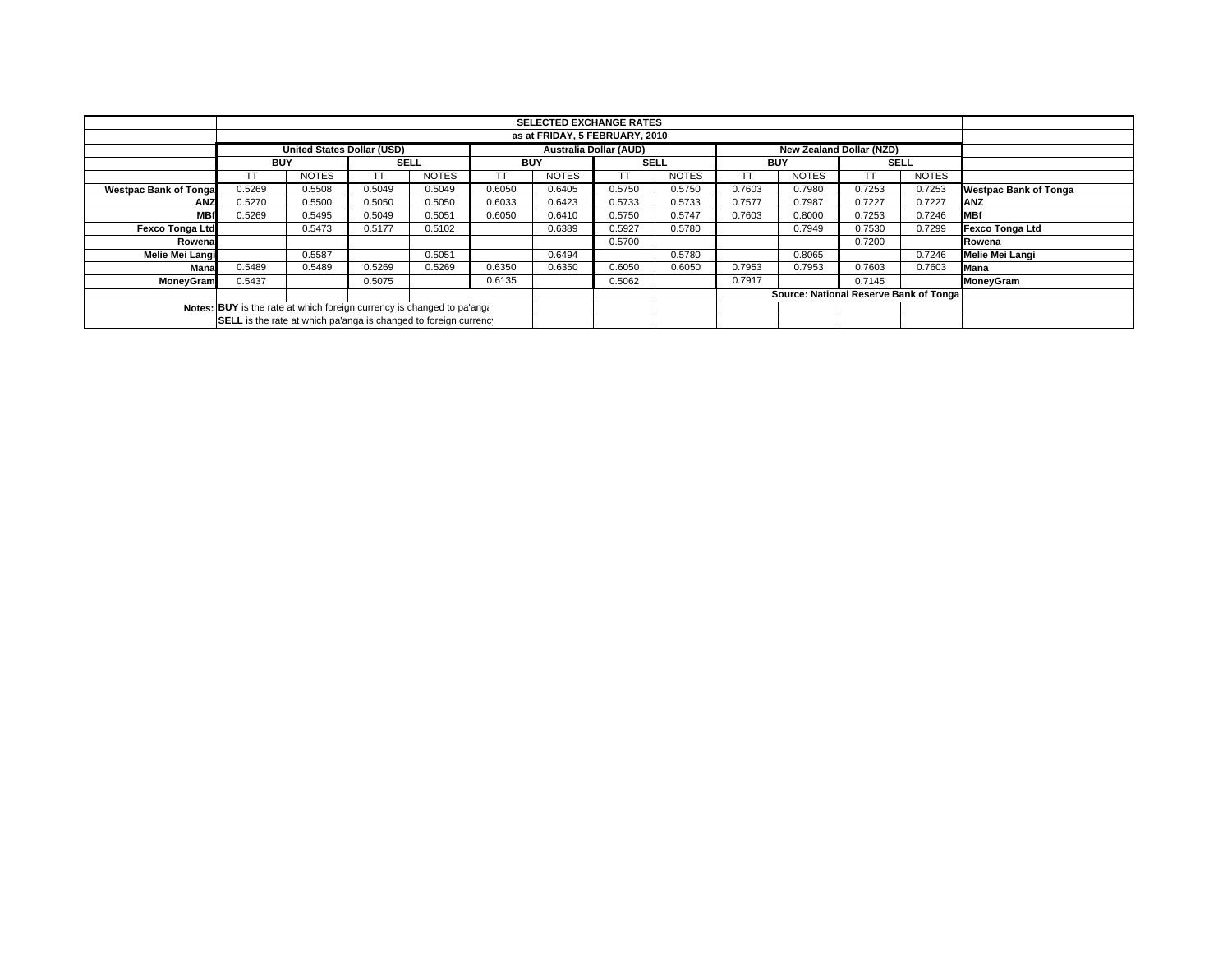| | SELECTED EXCHANGE RATES | | | | | | | | | | | | |
|---|---|---|---|---|---|---|---|---|---|---|---|---|---|
| | as at FRIDAY, 5 FEBRUARY, 2010 | | | | | | | | | | | | |
| | United States Dollar (USD) | | | | Australia Dollar (AUD) | | | | New Zealand Dollar (NZD) | | | | |
| | BUY | | SELL | | BUY | | SELL | | BUY | | SELL | | |
| | TT | NOTES | TT | NOTES | TT | NOTES | TT | NOTES | TT | NOTES | TT | NOTES | |
| **Westpac Bank of Tonga** | 0.5269 | 0.5508 | 0.5049 | 0.5049 | 0.6050 | 0.6405 | 0.5750 | 0.5750 | 0.7603 | 0.7980 | 0.7253 | 0.7253 | **Westpac Bank of Tonga** |
| **ANZ** | 0.5270 | 0.5500 | 0.5050 | 0.5050 | 0.6033 | 0.6423 | 0.5733 | 0.5733 | 0.7577 | 0.7987 | 0.7227 | 0.7227 | **ANZ** |
| **MBf** | 0.5269 | 0.5495 | 0.5049 | 0.5051 | 0.6050 | 0.6410 | 0.5750 | 0.5747 | 0.7603 | 0.8000 | 0.7253 | 0.7246 | **MBf** |
| **Fexco Tonga Ltd** | | 0.5473 | 0.5177 | 0.5102 | | 0.6389 | 0.5927 | 0.5780 | | 0.7949 | 0.7530 | 0.7299 | **Fexco Tonga Ltd** |
| **Rowena** | | | | | | | 0.5700 | | | | 0.7200 | | **Rowena** |
| **Melie Mei Langi** | | 0.5587 | | 0.5051 | | 0.6494 | | 0.5780 | | 0.8065 | | 0.7246 | **Melie Mei Langi** |
| **Mana** | 0.5489 | 0.5489 | 0.5269 | 0.5269 | 0.6350 | 0.6350 | 0.6050 | 0.6050 | 0.7953 | 0.7953 | 0.7603 | 0.7603 | **Mana** |
| **MoneyGram** | 0.5437 | | 0.5075 | | 0.6135 | | 0.5062 | | 0.7917 | | 0.7145 | | **MoneyGram** |
| | | | | | | | | | **Source: National Reserve Bank of Tonga** | | | | |
| **Notes:** | **BUY** is the rate at which foreign currency is changed to pa'anga | | | | | | | | | | | | |
| | **SELL** is the rate at which pa'anga is changed to foreign currency | | | | | | | | | | | | |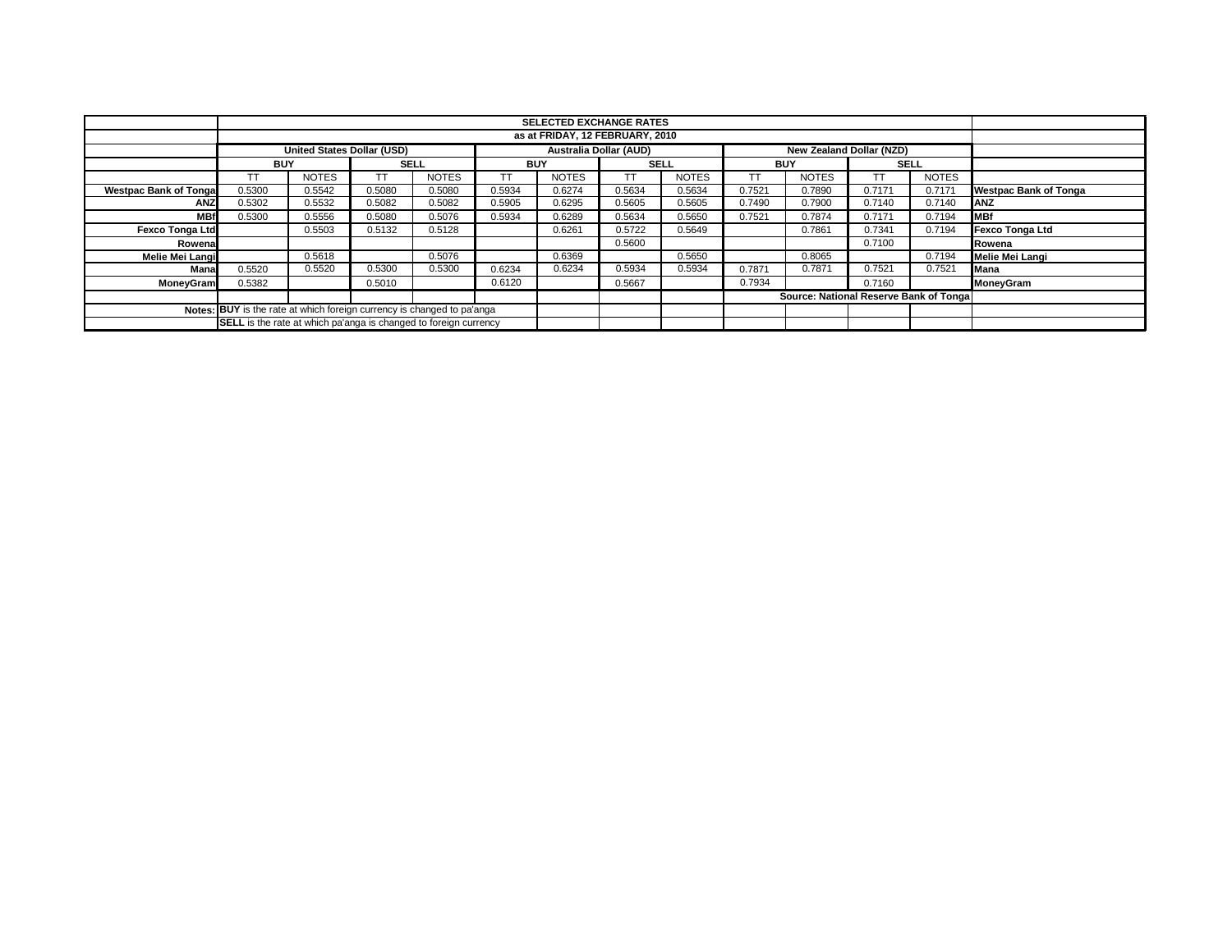| | SELECTED EXCHANGE RATES | | | | | | | | | | | | |
|---|---|---|---|---|---|---|---|---|---|---|---|---|---|
| | as at FRIDAY, 12 FEBRUARY, 2010 | | | | | | | | | | | | |
| | United States Dollar (USD) | | | | Australia Dollar (AUD) | | | | New Zealand Dollar (NZD) | | | | |
| | BUY | | SELL | | BUY | | SELL | | BUY | | SELL | | |
| | TT | NOTES | TT | NOTES | TT | NOTES | TT | NOTES | TT | NOTES | TT | NOTES | |
| Westpac Bank of Tonga | 0.5300 | 0.5542 | 0.5080 | 0.5080 | 0.5934 | 0.6274 | 0.5634 | 0.5634 | 0.7521 | 0.7890 | 0.7171 | 0.7171 | Westpac Bank of Tonga |
| ANZ | 0.5302 | 0.5532 | 0.5082 | 0.5082 | 0.5905 | 0.6295 | 0.5605 | 0.5605 | 0.7490 | 0.7900 | 0.7140 | 0.7140 | ANZ |
| MBf | 0.5300 | 0.5556 | 0.5080 | 0.5076 | 0.5934 | 0.6289 | 0.5634 | 0.5650 | 0.7521 | 0.7874 | 0.7171 | 0.7194 | MBf |
| Fexco Tonga Ltd | | 0.5503 | 0.5132 | 0.5128 | | 0.6261 | 0.5722 | 0.5649 | | 0.7861 | 0.7341 | 0.7194 | Fexco Tonga Ltd |
| Rowena | | | | | | | 0.5600 | | | | 0.7100 | | Rowena |
| Melie Mei Langi | | 0.5618 | | 0.5076 | | 0.6369 | | 0.5650 | | 0.8065 | | 0.7194 | Melie Mei Langi |
| Mana | 0.5520 | 0.5520 | 0.5300 | 0.5300 | 0.6234 | 0.6234 | 0.5934 | 0.5934 | 0.7871 | 0.7871 | 0.7521 | 0.7521 | Mana |
| MoneyGram | 0.5382 | | 0.5010 | | 0.6120 | | 0.5667 | | 0.7934 | | 0.7160 | | MoneyGram |
| | | | | | | | | | Source: National Reserve Bank of Tonga | | | | |
| Notes: | **BUY** is the rate at which foreign currency is changed to pa'anga | | | | | | | | | | | | |
| | **SELL** is the rate at which pa'anga is changed to foreign currency | | | | | | | | | | | | |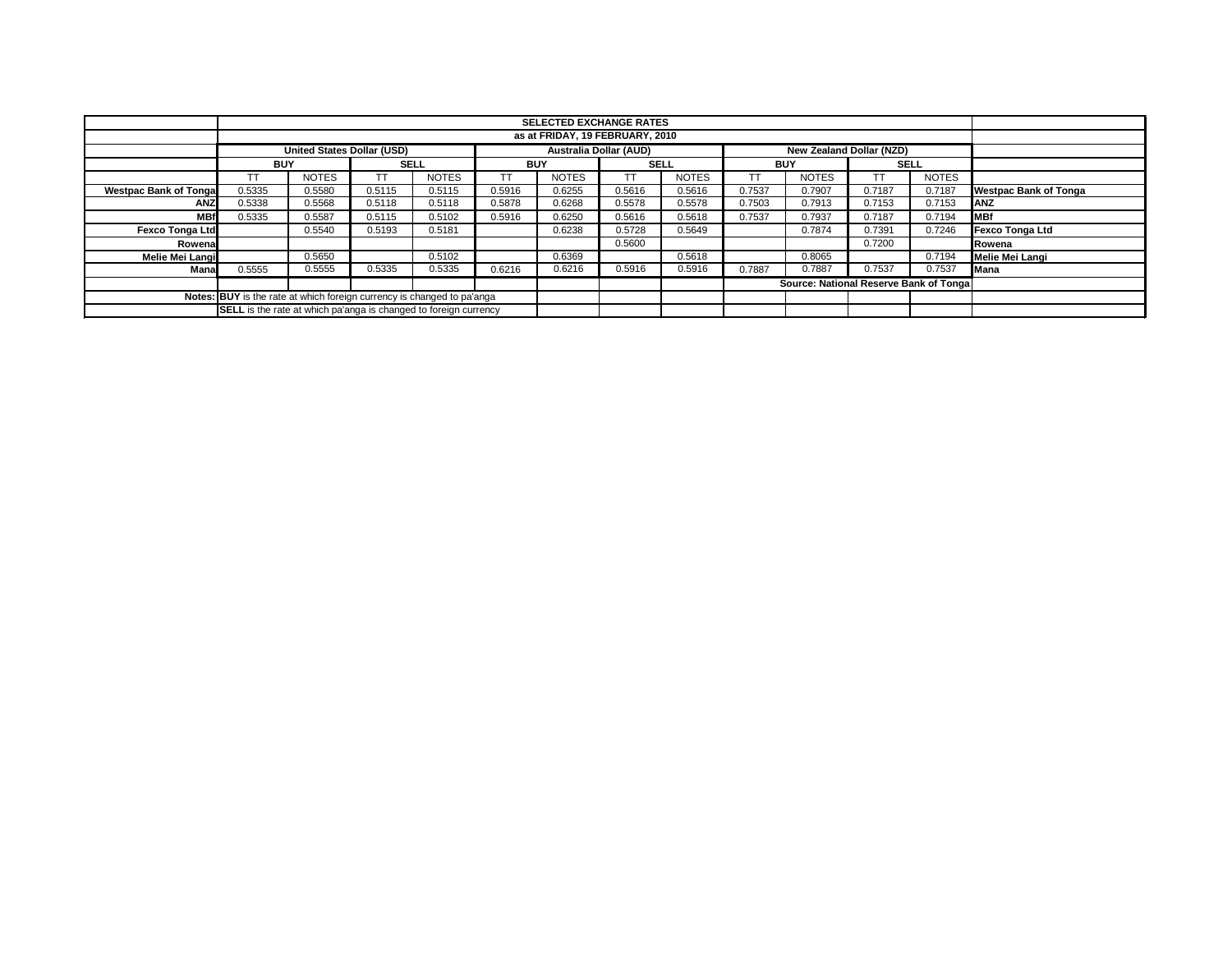| | SELECTED EXCHANGE RATES | | | | | | | | | | | | |
|---|---|---|---|---|---|---|---|---|---|---|---|---|---|
| | as at FRIDAY, 19 FEBRUARY, 2010 | | | | | | | | | | | | |
| | United States Dollar (USD) | | | | Australia Dollar (AUD) | | | | New Zealand Dollar (NZD) | | | | |
| | BUY | | SELL | | BUY | | SELL | | BUY | | SELL | | |
| | TT | NOTES | TT | NOTES | TT | NOTES | TT | NOTES | TT | NOTES | TT | NOTES | |
| **Westpac Bank of Tonga** | 0.5335 | 0.5580 | 0.5115 | 0.5115 | 0.5916 | 0.6255 | 0.5616 | 0.5616 | 0.7537 | 0.7907 | 0.7187 | 0.7187 | **Westpac Bank of Tonga** |
| **ANZ** | 0.5338 | 0.5568 | 0.5118 | 0.5118 | 0.5878 | 0.6268 | 0.5578 | 0.5578 | 0.7503 | 0.7913 | 0.7153 | 0.7153 | **ANZ** |
| **MBf** | 0.5335 | 0.5587 | 0.5115 | 0.5102 | 0.5916 | 0.6250 | 0.5616 | 0.5618 | 0.7537 | 0.7937 | 0.7187 | 0.7194 | **MBf** |
| **Fexco Tonga Ltd** | | 0.5540 | 0.5193 | 0.5181 | | 0.6238 | 0.5728 | 0.5649 | | 0.7874 | 0.7391 | 0.7246 | **Fexco Tonga Ltd** |
| **Rowena** | | | | | | | 0.5600 | | | | 0.7200 | | **Rowena** |
| **Melie Mei Langi** | | 0.5650 | | 0.5102 | | 0.6369 | | 0.5618 | | 0.8065 | | 0.7194 | **Melie Mei Langi** |
| **Mana** | 0.5555 | 0.5555 | 0.5335 | 0.5335 | 0.6216 | 0.6216 | 0.5916 | 0.5916 | 0.7887 | 0.7887 | 0.7537 | 0.7537 | **Mana** |
| | | | | | | | | | **Source: National Reserve Bank of Tonga** | | | | |
| **Notes:** | **BUY** is the rate at which foreign currency is changed to pa'anga | | | | | | | | | | | | |
| | **SELL** is the rate at which pa'anga is changed to foreign currency | | | | | | | | | | | | |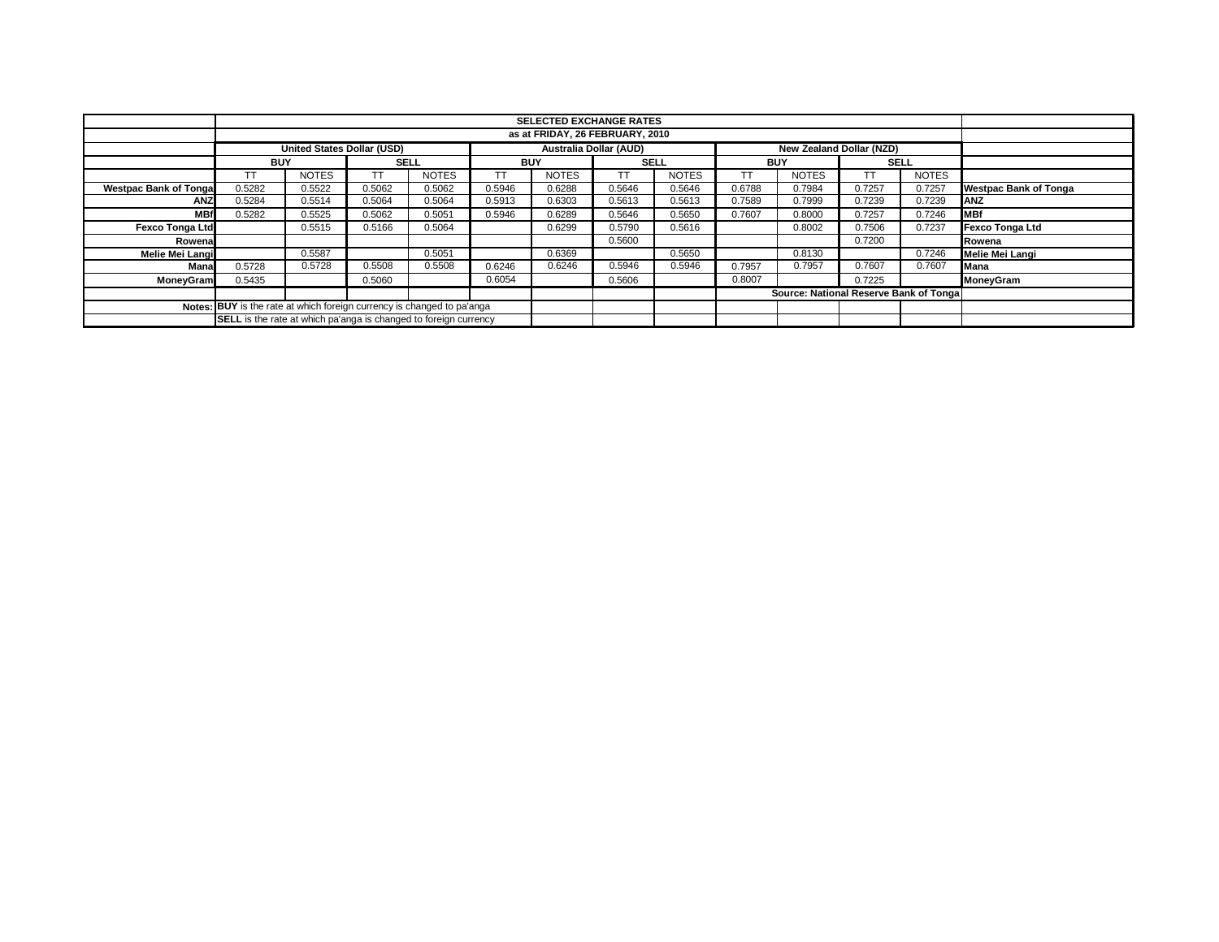| | SELECTED EXCHANGE RATES | | | | | | | | | | | | |
|---|---|---|---|---|---|---|---|---|---|---|---|---|---|
| | as at FRIDAY, 26 FEBRUARY, 2010 | | | | | | | | | | | | |
| | United States Dollar (USD) | | | | Australia Dollar (AUD) | | | | New Zealand Dollar (NZD) | | | | |
| | BUY | | SELL | | BUY | | SELL | | BUY | | SELL | | |
| | TT | NOTES | TT | NOTES | TT | NOTES | TT | NOTES | TT | NOTES | TT | NOTES | |
| Westpac Bank of Tonga | 0.5282 | 0.5522 | 0.5062 | 0.5062 | 0.5946 | 0.6288 | 0.5646 | 0.5646 | 0.6788 | 0.7984 | 0.7257 | 0.7257 | Westpac Bank of Tonga |
| ANZ | 0.5284 | 0.5514 | 0.5064 | 0.5064 | 0.5913 | 0.6303 | 0.5613 | 0.5613 | 0.7589 | 0.7999 | 0.7239 | 0.7239 | ANZ |
| MBf | 0.5282 | 0.5525 | 0.5062 | 0.5051 | 0.5946 | 0.6289 | 0.5646 | 0.5650 | 0.7607 | 0.8000 | 0.7257 | 0.7246 | MBf |
| Fexco Tonga Ltd | | 0.5515 | 0.5166 | 0.5064 | | 0.6299 | 0.5790 | 0.5616 | | 0.8002 | 0.7506 | 0.7237 | Fexco Tonga Ltd |
| Rowena | | | | | | | 0.5600 | | | | 0.7200 | | Rowena |
| Melie Mei Langi | | 0.5587 | | 0.5051 | | 0.6369 | | 0.5650 | | 0.8130 | | 0.7246 | Melie Mei Langi |
| Mana | 0.5728 | 0.5728 | 0.5508 | 0.5508 | 0.6246 | 0.6246 | 0.5946 | 0.5946 | 0.7957 | 0.7957 | 0.7607 | 0.7607 | Mana |
| MoneyGram | 0.5435 | | 0.5060 | | 0.6054 | | 0.5606 | | 0.8007 | | 0.7225 | | MoneyGram |
| | | | | | | | | | Source: National Reserve Bank of Tonga | | | | |
| Notes: | **BUY** is the rate at which foreign currency is changed to pa'anga | | | | | | | | | | | | |
| | **SELL** is the rate at which pa'anga is changed to foreign currency | | | | | | | | | | | | |